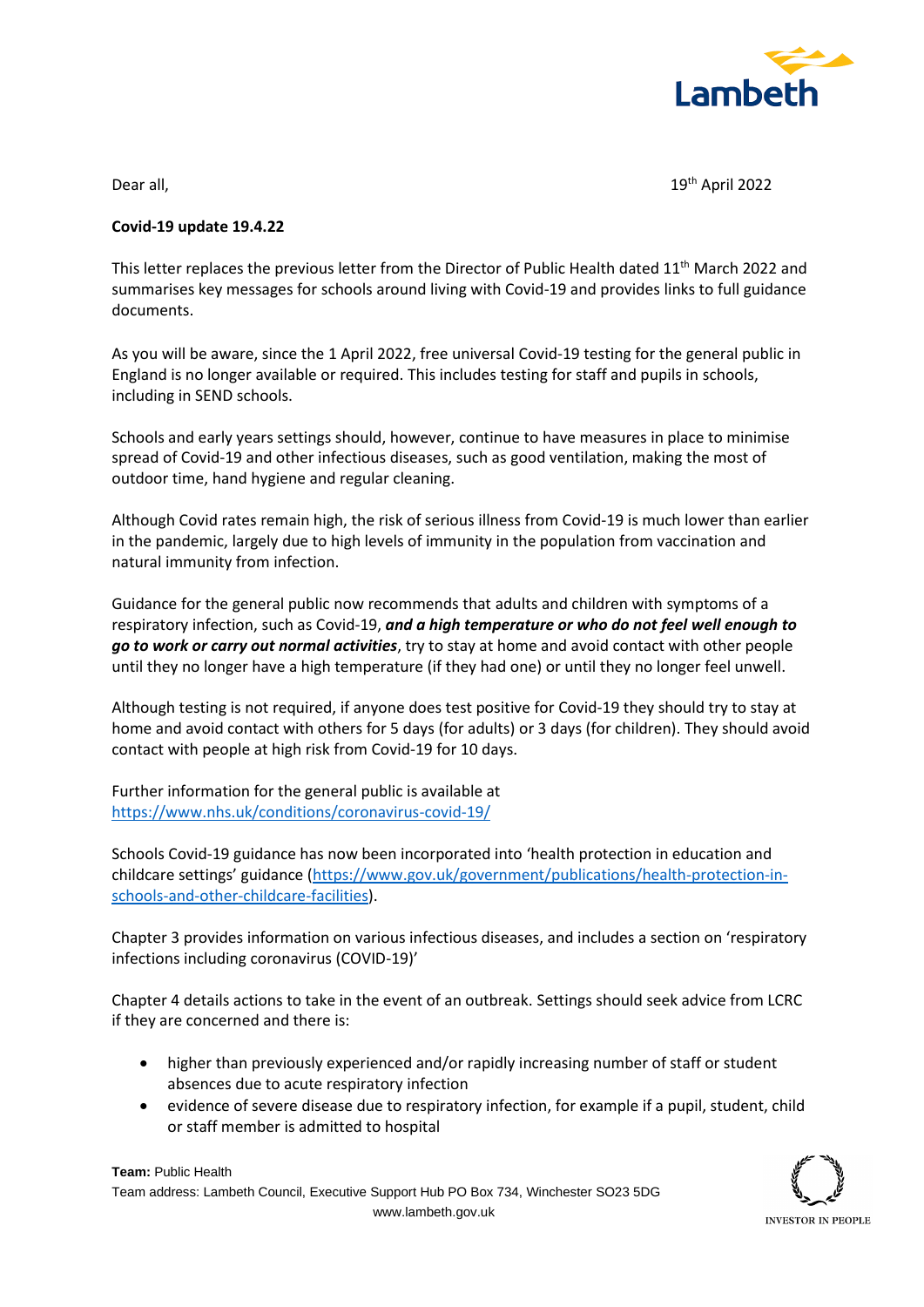Lambeth

Dear all,

19th April 2022

**Covid-19 update 19.4.22**

This letter replaces the previous letter from the Director of Public Health dated 11th March 2022 and summarises key messages for schools around living with Covid-19 and provides links to full guidance documents.

As you will be aware, since the 1 April 2022, free universal Covid-19 testing for the general public in England is no longer available or required. This includes testing for staff and pupils in schools, including in SEND schools.

Schools and early years settings should, however, continue to have measures in place to minimise spread of Covid-19 and other infectious diseases, such as good ventilation, making the most of outdoor time, hand hygiene and regular cleaning.

Although Covid rates remain high, the risk of serious illness from Covid-19 is much lower than earlier in the pandemic, largely due to high levels of immunity in the population from vaccination and natural immunity from infection.

Guidance for the general public now recommends that adults and children with symptoms of a respiratory infection, such as Covid-19, ***and a high temperature or who do not feel well enough to go to work or carry out normal activities***, try to stay at home and avoid contact with other people until they no longer have a high temperature (if they had one) or until they no longer feel unwell.

Although testing is not required, if anyone does test positive for Covid-19 they should try to stay at home and avoid contact with others for 5 days (for adults) or 3 days (for children). They should avoid contact with people at high risk from Covid-19 for 10 days.

Further information for the general public is available at https://www.nhs.uk/conditions/coronavirus-covid-19/

Schools Covid-19 guidance has now been incorporated into 'health protection in education and childcare settings' guidance (https://www.gov.uk/government/publications/health-protection-in-schools-and-other-childcare-facilities).

Chapter 3 provides information on various infectious diseases, and includes a section on 'respiratory infections including coronavirus (COVID-19)'

Chapter 4 details actions to take in the event of an outbreak. Settings should seek advice from LCRC if they are concerned and there is:

- higher than previously experienced and/or rapidly increasing number of staff or student absences due to acute respiratory infection
- evidence of severe disease due to respiratory infection, for example if a pupil, student, child or staff member is admitted to hospital

**Team:** Public Health
Team address: Lambeth Council, Executive Support Hub PO Box 734, Winchester SO23 5DG
www.lambeth.gov.uk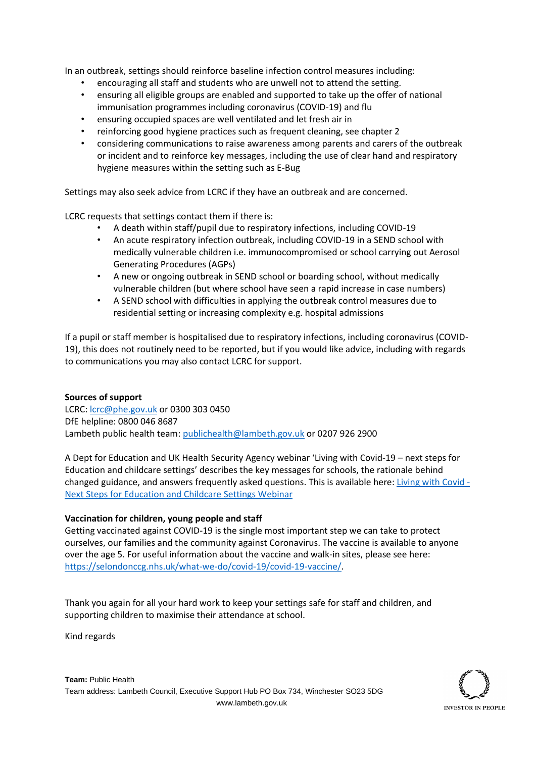In an outbreak, settings should reinforce baseline infection control measures including:

- encouraging all staff and students who are unwell not to attend the setting.
- ensuring all eligible groups are enabled and supported to take up the offer of national immunisation programmes including coronavirus (COVID-19) and flu
- ensuring occupied spaces are well ventilated and let fresh air in
- reinforcing good hygiene practices such as frequent cleaning, see chapter 2
- considering communications to raise awareness among parents and carers of the outbreak or incident and to reinforce key messages, including the use of clear hand and respiratory hygiene measures within the setting such as E-Bug

Settings may also seek advice from LCRC if they have an outbreak and are concerned.

LCRC requests that settings contact them if there is:

- A death within staff/pupil due to respiratory infections, including COVID-19
- An acute respiratory infection outbreak, including COVID-19 in a SEND school with medically vulnerable children i.e. immunocompromised or school carrying out Aerosol Generating Procedures (AGPs)
- A new or ongoing outbreak in SEND school or boarding school, without medically vulnerable children (but where school have seen a rapid increase in case numbers)
- A SEND school with difficulties in applying the outbreak control measures due to residential setting or increasing complexity e.g. hospital admissions

If a pupil or staff member is hospitalised due to respiratory infections, including coronavirus (COVID-19), this does not routinely need to be reported, but if you would like advice, including with regards to communications you may also contact LCRC for support.

**Sources of support**

LCRC: [lcrc@phe.gov.uk](mailto:lcrc@phe.gov.uk) or 0300 303 0450
DfE helpline: 0800 046 8687
Lambeth public health team: [publichealth@lambeth.gov.uk](mailto:publichealth@lambeth.gov.uk) or 0207 926 2900

A Dept for Education and UK Health Security Agency webinar 'Living with Covid-19 – next steps for Education and childcare settings' describes the key messages for schools, the rationale behind changed guidance, and answers frequently asked questions. This is available here: Living with Covid - Next Steps for Education and Childcare Settings Webinar

**Vaccination for children, young people and staff**

Getting vaccinated against COVID-19 is the single most important step we can take to protect ourselves, our families and the community against Coronavirus. The vaccine is available to anyone over the age 5. For useful information about the vaccine and walk-in sites, please see here: [https://selondonccg.nhs.uk/what-we-do/covid-19/covid-19-vaccine/](https://selondonccg.nhs.uk/what-we-do/covid-19/covid-19-vaccine/).

Thank you again for all your hard work to keep your settings safe for staff and children, and supporting children to maximise their attendance at school.

Kind regards

**Team:** Public Health
Team address: Lambeth Council, Executive Support Hub PO Box 734, Winchester SO23 5DG
www.lambeth.gov.uk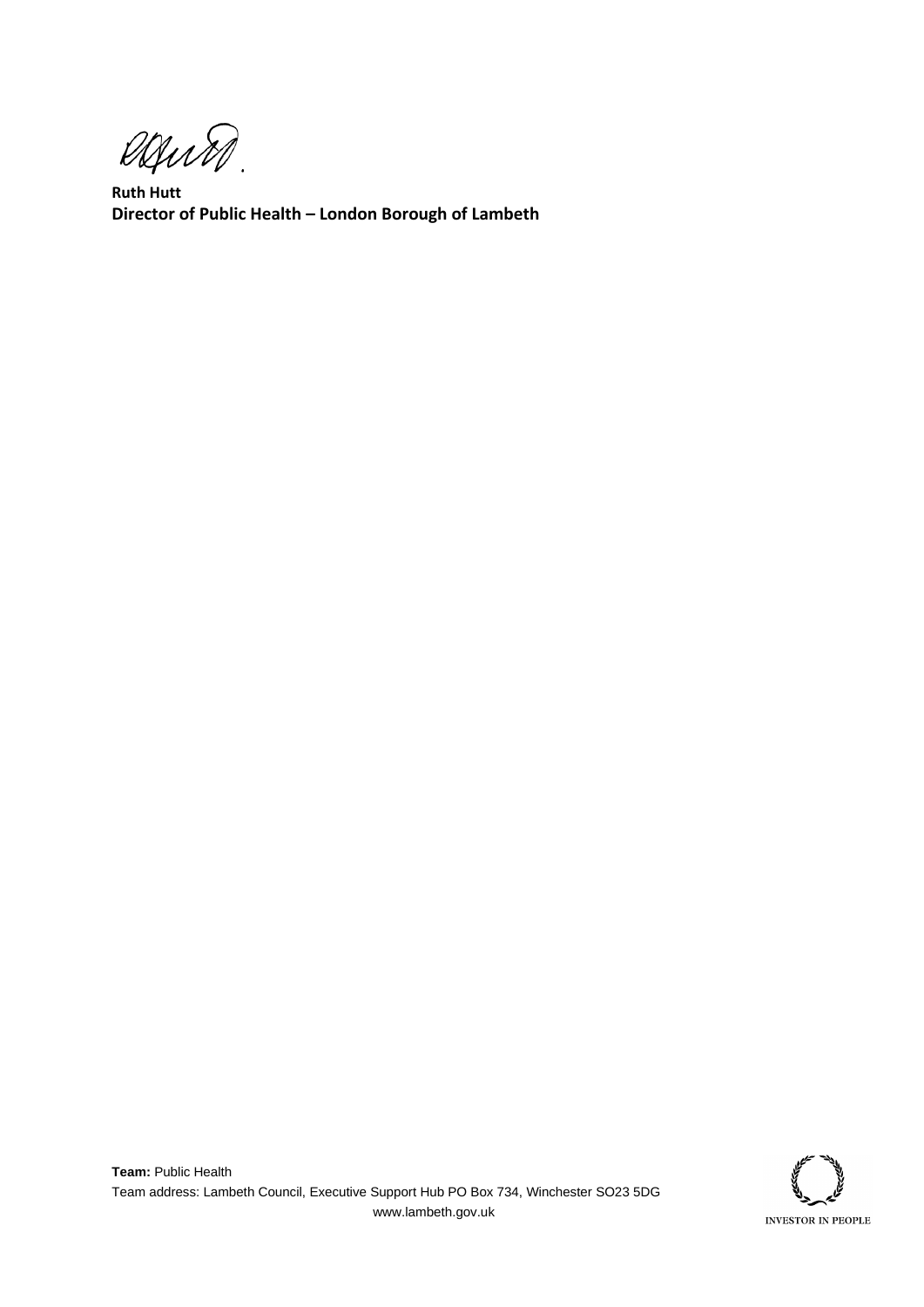**Ruth Hutt**
**Director of Public Health – London Borough of Lambeth**

**Team:** Public Health
Team address: Lambeth Council, Executive Support Hub PO Box 734, Winchester SO23 5DG
www.lambeth.gov.uk

INVESTOR IN PEOPLE